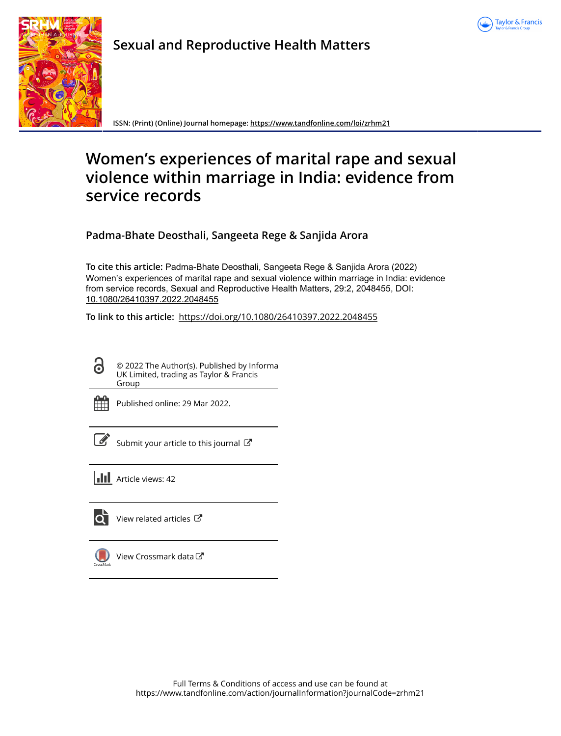Sexual and Reproductive Health Matters

ISSN: (Print) (Online) Journal homepage: https://www.tandfonline.com/loi/zrhm21

# Women's experiences of marital rape and sexual violence within marriage in India: evidence from service records

**Padma-Bhate Deosthali, Sangeeta Rege & Sanjida Arora**

**To cite this article:** Padma-Bhate Deosthali, Sangeeta Rege & Sanjida Arora (2022) Women's experiences of marital rape and sexual violence within marriage in India: evidence from service records, Sexual and Reproductive Health Matters, 29:2, 2048455, DOI: 10.1080/26410397.2022.2048455

**To link to this article:** https://doi.org/10.1080/26410397.2022.2048455

© 2022 The Author(s). Published by Informa UK Limited, trading as Taylor & Francis Group

Published online: 29 Mar 2022.

Submit your article to this journal

Article views: 42

View related articles

View Crossmark data

Full Terms & Conditions of access and use can be found at https://www.tandfonline.com/action/journalInformation?journalCode=zrhm21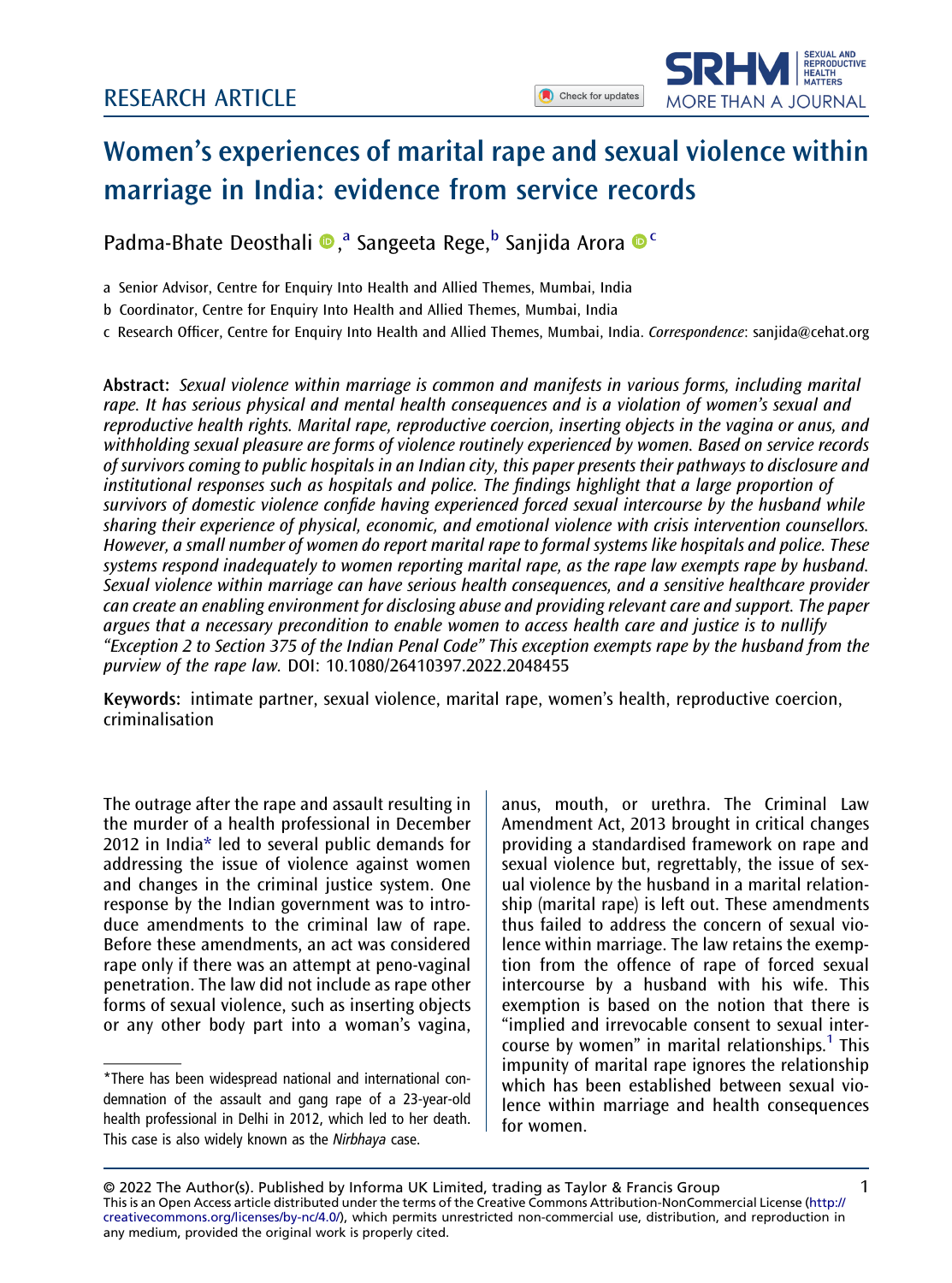# Women's experiences of marital rape and sexual violence within marriage in India: evidence from service records

Padma-Bhate Deosthali [a], Sangeeta Rege [b], Sanjida Arora [c]

a Senior Advisor, Centre for Enquiry Into Health and Allied Themes, Mumbai, India

b Coordinator, Centre for Enquiry Into Health and Allied Themes, Mumbai, India

c Research Officer, Centre for Enquiry Into Health and Allied Themes, Mumbai, India. *Correspondence*: sanjida@cehat.org

**Abstract:** *Sexual violence within marriage is common and manifests in various forms, including marital rape. It has serious physical and mental health consequences and is a violation of women's sexual and reproductive health rights. Marital rape, reproductive coercion, inserting objects in the vagina or anus, and withholding sexual pleasure are forms of violence routinely experienced by women. Based on service records of survivors coming to public hospitals in an Indian city, this paper presents their pathways to disclosure and institutional responses such as hospitals and police. The findings highlight that a large proportion of survivors of domestic violence confide having experienced forced sexual intercourse by the husband while sharing their experience of physical, economic, and emotional violence with crisis intervention counsellors. However, a small number of women do report marital rape to formal systems like hospitals and police. These systems respond inadequately to women reporting marital rape, as the rape law exempts rape by husband. Sexual violence within marriage can have serious health consequences, and a sensitive healthcare provider can create an enabling environment for disclosing abuse and providing relevant care and support. The paper argues that a necessary precondition to enable women to access health care and justice is to nullify "Exception 2 to Section 375 of the Indian Penal Code" This exception exempts rape by the husband from the purview of the rape law.* DOI: 10.1080/26410397.2022.2048455

**Keywords:** intimate partner, sexual violence, marital rape, women's health, reproductive coercion, criminalisation

The outrage after the rape and assault resulting in the murder of a health professional in December 2012 in India* led to several public demands for addressing the issue of violence against women and changes in the criminal justice system. One response by the Indian government was to introduce amendments to the criminal law of rape. Before these amendments, an act was considered rape only if there was an attempt at peno-vaginal penetration. The law did not include as rape other forms of sexual violence, such as inserting objects or any other body part into a woman's vagina, anus, mouth, or urethra. The Criminal Law Amendment Act, 2013 brought in critical changes providing a standardised framework on rape and sexual violence but, regrettably, the issue of sexual violence by the husband in a marital relationship (marital rape) is left out. These amendments thus failed to address the concern of sexual violence within marriage. The law retains the exemption from the offence of rape of forced sexual intercourse by a husband with his wife. This exemption is based on the notion that there is "implied and irrevocable consent to sexual intercourse by women" in marital relationships.[1] This impunity of marital rape ignores the relationship which has been established between sexual violence within marriage and health consequences for women.

*There has been widespread national and international condemnation of the assault and gang rape of a 23-year-old health professional in Delhi in 2012, which led to her death. This case is also widely known as the *Nirbhaya* case.

© 2022 The Author(s). Published by Informa UK Limited, trading as Taylor & Francis Group
This is an Open Access article distributed under the terms of the Creative Commons Attribution-NonCommercial License (http://creativecommons.org/licenses/by-nc/4.0/), which permits unrestricted non-commercial use, distribution, and reproduction in any medium, provided the original work is properly cited.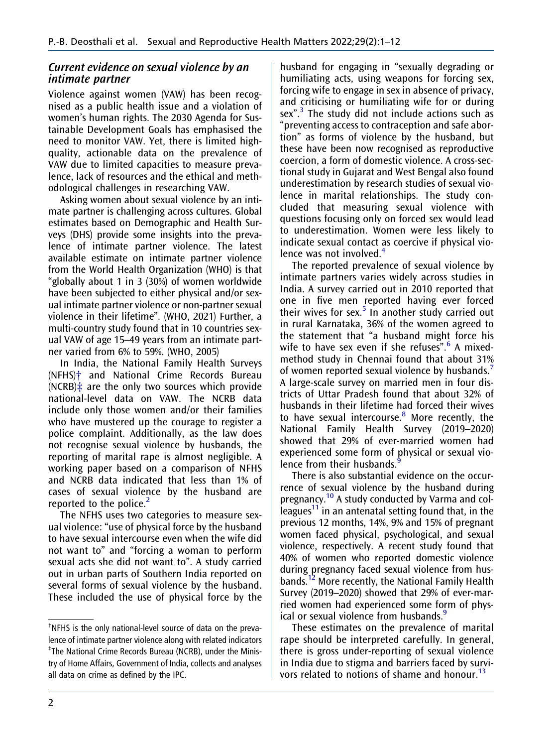## *Current evidence on sexual violence by an intimate partner*

Violence against women (VAW) has been recognised as a public health issue and a violation of women's human rights. The 2030 Agenda for Sustainable Development Goals has emphasised the need to monitor VAW. Yet, there is limited high-quality, actionable data on the prevalence of VAW due to limited capacities to measure prevalence, lack of resources and the ethical and methodological challenges in researching VAW.

Asking women about sexual violence by an intimate partner is challenging across cultures. Global estimates based on Demographic and Health Surveys (DHS) provide some insights into the prevalence of intimate partner violence. The latest available estimate on intimate partner violence from the World Health Organization (WHO) is that "globally about 1 in 3 (30%) of women worldwide have been subjected to either physical and/or sexual intimate partner violence or non-partner sexual violence in their lifetime". (WHO, 2021) Further, a multi-country study found that in 10 countries sexual VAW of age 15–49 years from an intimate partner varied from 6% to 59%. (WHO, 2005)

In India, the National Family Health Surveys (NFHS)† and National Crime Records Bureau (NCRB)‡ are the only two sources which provide national-level data on VAW. The NCRB data include only those women and/or their families who have mustered up the courage to register a police complaint. Additionally, as the law does not recognise sexual violence by husbands, the reporting of marital rape is almost negligible. A working paper based on a comparison of NFHS and NCRB data indicated that less than 1% of cases of sexual violence by the husband are reported to the police.[2]

The NFHS uses two categories to measure sexual violence: "use of physical force by the husband to have sexual intercourse even when the wife did not want to" and "forcing a woman to perform sexual acts she did not want to". A study carried out in urban parts of Southern India reported on several forms of sexual violence by the husband. These included the use of physical force by the husband for engaging in "sexually degrading or humiliating acts, using weapons for forcing sex, forcing wife to engage in sex in absence of privacy, and criticising or humiliating wife for or during sex".[3] The study did not include actions such as "preventing access to contraception and safe abortion" as forms of violence by the husband, but these have been now recognised as reproductive coercion, a form of domestic violence. A cross-sectional study in Gujarat and West Bengal also found underestimation by research studies of sexual violence in marital relationships. The study concluded that measuring sexual violence with questions focusing only on forced sex would lead to underestimation. Women were less likely to indicate sexual contact as coercive if physical violence was not involved.[4]

The reported prevalence of sexual violence by intimate partners varies widely across studies in India. A survey carried out in 2010 reported that one in five men reported having ever forced their wives for sex.[5] In another study carried out in rural Karnataka, 36% of the women agreed to the statement that "a husband might force his wife to have sex even if she refuses".[6] A mixed-method study in Chennai found that about 31% of women reported sexual violence by husbands.[7] A large-scale survey on married men in four districts of Uttar Pradesh found that about 32% of husbands in their lifetime had forced their wives to have sexual intercourse.[8] More recently, the National Family Health Survey (2019–2020) showed that 29% of ever-married women had experienced some form of physical or sexual violence from their husbands.[9]

There is also substantial evidence on the occurrence of sexual violence by the husband during pregnancy.[10] A study conducted by Varma and colleagues[11] in an antenatal setting found that, in the previous 12 months, 14%, 9% and 15% of pregnant women faced physical, psychological, and sexual violence, respectively. A recent study found that 40% of women who reported domestic violence during pregnancy faced sexual violence from husbands.[12] More recently, the National Family Health Survey (2019–2020) showed that 29% of ever-married women had experienced some form of physical or sexual violence from husbands.[9]

These estimates on the prevalence of marital rape should be interpreted carefully. In general, there is gross under-reporting of sexual violence in India due to stigma and barriers faced by survivors related to notions of shame and honour.[13]

---

†NFHS is the only national-level source of data on the prevalence of intimate partner violence along with related indicators

‡The National Crime Records Bureau (NCRB), under the Ministry of Home Affairs, Government of India, collects and analyses all data on crime as defined by the IPC.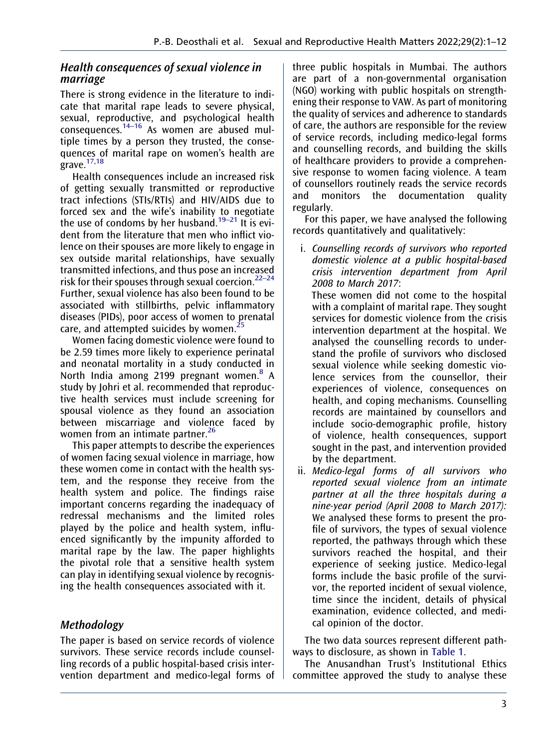### Health consequences of sexual violence in marriage

There is strong evidence in the literature to indicate that marital rape leads to severe physical, sexual, reproductive, and psychological health consequences.[14–16] As women are abused multiple times by a person they trusted, the consequences of marital rape on women's health are grave.[17,18]

Health consequences include an increased risk of getting sexually transmitted or reproductive tract infections (STIs/RTIs) and HIV/AIDS due to forced sex and the wife's inability to negotiate the use of condoms by her husband.[19–21] It is evident from the literature that men who inflict violence on their spouses are more likely to engage in sex outside marital relationships, have sexually transmitted infections, and thus pose an increased risk for their spouses through sexual coercion.[22–24] Further, sexual violence has also been found to be associated with stillbirths, pelvic inflammatory diseases (PIDs), poor access of women to prenatal care, and attempted suicides by women.[25]

Women facing domestic violence were found to be 2.59 times more likely to experience perinatal and neonatal mortality in a study conducted in North India among 2199 pregnant women.[8] A study by Johri et al. recommended that reproductive health services must include screening for spousal violence as they found an association between miscarriage and violence faced by women from an intimate partner.[26]

This paper attempts to describe the experiences of women facing sexual violence in marriage, how these women come in contact with the health system, and the response they receive from the health system and police. The findings raise important concerns regarding the inadequacy of redressal mechanisms and the limited roles played by the police and health system, influenced significantly by the impunity afforded to marital rape by the law. The paper highlights the pivotal role that a sensitive health system can play in identifying sexual violence by recognising the health consequences associated with it.

## Methodology

The paper is based on service records of violence survivors. These service records include counselling records of a public hospital-based crisis intervention department and medico-legal forms of three public hospitals in Mumbai. The authors are part of a non-governmental organisation (NGO) working with public hospitals on strengthening their response to VAW. As part of monitoring the quality of services and adherence to standards of care, the authors are responsible for the review of service records, including medico-legal forms and counselling records, and building the skills of healthcare providers to provide a comprehensive response to women facing violence. A team of counsellors routinely reads the service records and monitors the documentation quality regularly.

For this paper, we have analysed the following records quantitatively and qualitatively:

i. *Counselling records of survivors who reported domestic violence at a public hospital-based crisis intervention department from April 2008 to March 2017*:
These women did not come to the hospital with a complaint of marital rape. They sought services for domestic violence from the crisis intervention department at the hospital. We analysed the counselling records to understand the profile of survivors who disclosed sexual violence while seeking domestic violence services from the counsellor, their experiences of violence, consequences on health, and coping mechanisms. Counselling records are maintained by counsellors and include socio-demographic profile, history of violence, health consequences, support sought in the past, and intervention provided by the department.

ii. *Medico-legal forms of all survivors who reported sexual violence from an intimate partner at all the three hospitals during a nine-year period (April 2008 to March 2017):*
We analysed these forms to present the profile of survivors, the types of sexual violence reported, the pathways through which these survivors reached the hospital, and their experience of seeking justice. Medico-legal forms include the basic profile of the survivor, the reported incident of sexual violence, time since the incident, details of physical examination, evidence collected, and medical opinion of the doctor.

The two data sources represent different pathways to disclosure, as shown in Table 1.

The Anusandhan Trust's Institutional Ethics committee approved the study to analyse these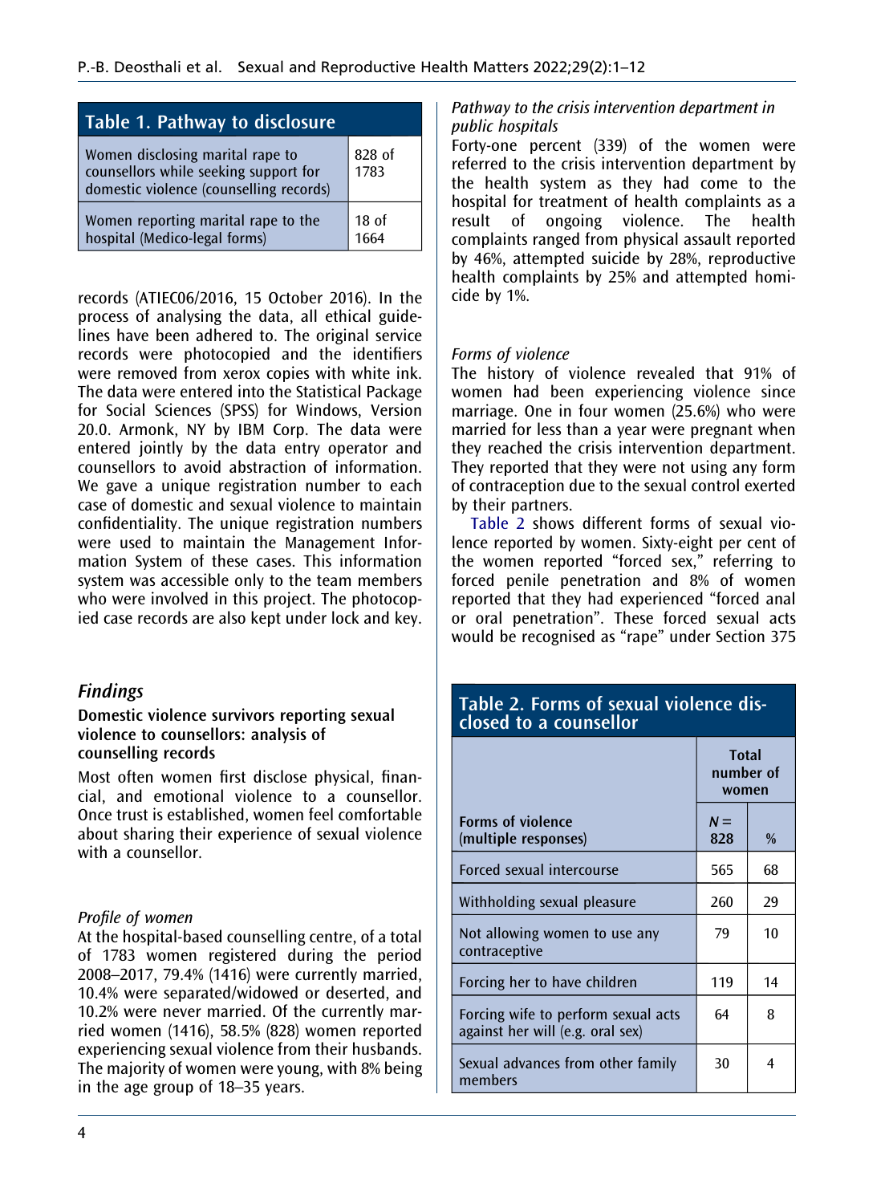| Table 1. Pathway to disclosure | |
|---|---|
| Women disclosing marital rape to counsellors while seeking support for domestic violence (counselling records) | 828 of 1783 |
| Women reporting marital rape to the hospital (Medico-legal forms) | 18 of 1664 |

records (ATIEC06/2016, 15 October 2016). In the process of analysing the data, all ethical guidelines have been adhered to. The original service records were photocopied and the identifiers were removed from xerox copies with white ink. The data were entered into the Statistical Package for Social Sciences (SPSS) for Windows, Version 20.0. Armonk, NY by IBM Corp. The data were entered jointly by the data entry operator and counsellors to avoid abstraction of information. We gave a unique registration number to each case of domestic and sexual violence to maintain confidentiality. The unique registration numbers were used to maintain the Management Information System of these cases. This information system was accessible only to the team members who were involved in this project. The photocopied case records are also kept under lock and key.

## Findings

### Domestic violence survivors reporting sexual violence to counsellors: analysis of counselling records

Most often women first disclose physical, financial, and emotional violence to a counsellor. Once trust is established, women feel comfortable about sharing their experience of sexual violence with a counsellor.

*Profile of women*

At the hospital-based counselling centre, of a total of 1783 women registered during the period 2008–2017, 79.4% (1416) were currently married, 10.4% were separated/widowed or deserted, and 10.2% were never married. Of the currently married women (1416), 58.5% (828) women reported experiencing sexual violence from their husbands. The majority of women were young, with 8% being in the age group of 18–35 years.

*Pathway to the crisis intervention department in public hospitals*

Forty-one percent (339) of the women were referred to the crisis intervention department by the health system as they had come to the hospital for treatment of health complaints as a result of ongoing violence. The health complaints ranged from physical assault reported by 46%, attempted suicide by 28%, reproductive health complaints by 25% and attempted homicide by 1%.

*Forms of violence*

The history of violence revealed that 91% of women had been experiencing violence since marriage. One in four women (25.6%) who were married for less than a year were pregnant when they reached the crisis intervention department. They reported that they were not using any form of contraception due to the sexual control exerted by their partners.

Table 2 shows different forms of sexual violence reported by women. Sixty-eight per cent of the women reported "forced sex," referring to forced penile penetration and 8% of women reported that they had experienced "forced anal or oral penetration". These forced sexual acts would be recognised as "rape" under Section 375

**Table 2. Forms of sexual violence disclosed to a counsellor**

| | Total number of women | |
|---|---|---|
| Forms of violence (multiple responses) | N = 828 | % |
| Forced sexual intercourse | 565 | 68 |
| Withholding sexual pleasure | 260 | 29 |
| Not allowing women to use any contraceptive | 79 | 10 |
| Forcing her to have children | 119 | 14 |
| Forcing wife to perform sexual acts against her will (e.g. oral sex) | 64 | 8 |
| Sexual advances from other family members | 30 | 4 |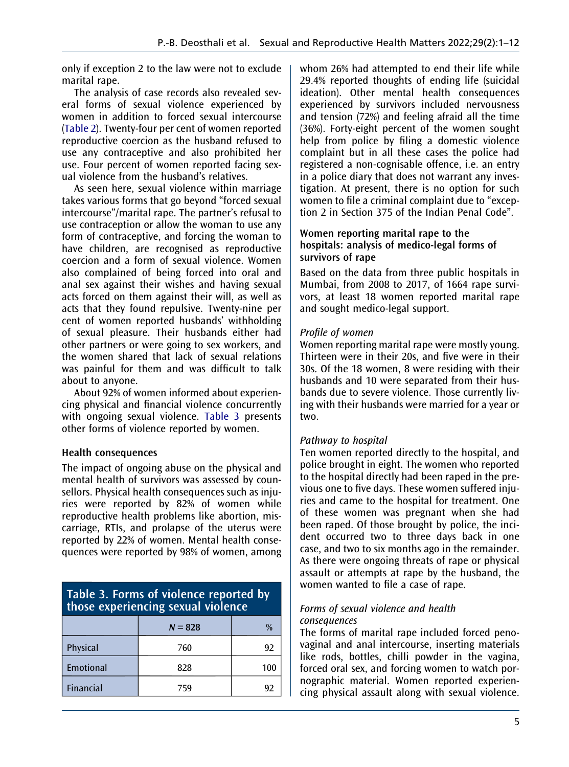only if exception 2 to the law were not to exclude marital rape.

The analysis of case records also revealed several forms of sexual violence experienced by women in addition to forced sexual intercourse (Table 2). Twenty-four per cent of women reported reproductive coercion as the husband refused to use any contraceptive and also prohibited her use. Four percent of women reported facing sexual violence from the husband's relatives.

As seen here, sexual violence within marriage takes various forms that go beyond "forced sexual intercourse"/marital rape. The partner's refusal to use contraception or allow the woman to use any form of contraceptive, and forcing the woman to have children, are recognised as reproductive coercion and a form of sexual violence. Women also complained of being forced into oral and anal sex against their wishes and having sexual acts forced on them against their will, as well as acts that they found repulsive. Twenty-nine per cent of women reported husbands' withholding of sexual pleasure. Their husbands either had other partners or were going to sex workers, and the women shared that lack of sexual relations was painful for them and was difficult to talk about to anyone.

About 92% of women informed about experiencing physical and financial violence concurrently with ongoing sexual violence. Table 3 presents other forms of violence reported by women.

**Table 3. Forms of violence reported by those experiencing sexual violence**

| | *N* = 828 | % |
|---|---|---|
| Physical | 760 | 92 |
| Emotional | 828 | 100 |
| Financial | 759 | 92 |

### Health consequences

The impact of ongoing abuse on the physical and mental health of survivors was assessed by counsellors. Physical health consequences such as injuries were reported by 82% of women while reproductive health problems like abortion, miscarriage, RTIs, and prolapse of the uterus were reported by 22% of women. Mental health consequences were reported by 98% of women, among whom 26% had attempted to end their life while 29.4% reported thoughts of ending life (suicidal ideation). Other mental health consequences experienced by survivors included nervousness and tension (72%) and feeling afraid all the time (36%). Forty-eight percent of the women sought help from police by filing a domestic violence complaint but in all these cases the police had registered a non-cognisable offence, i.e. an entry in a police diary that does not warrant any investigation. At present, there is no option for such women to file a criminal complaint due to "exception 2 in Section 375 of the Indian Penal Code".

### Women reporting marital rape to the hospitals: analysis of medico-legal forms of survivors of rape

Based on the data from three public hospitals in Mumbai, from 2008 to 2017, of 1664 rape survivors, at least 18 women reported marital rape and sought medico-legal support.

#### *Profile of women*

Women reporting marital rape were mostly young. Thirteen were in their 20s, and five were in their 30s. Of the 18 women, 8 were residing with their husbands and 10 were separated from their husbands due to severe violence. Those currently living with their husbands were married for a year or two.

#### *Pathway to hospital*

Ten women reported directly to the hospital, and police brought in eight. The women who reported to the hospital directly had been raped in the previous one to five days. These women suffered injuries and came to the hospital for treatment. One of these women was pregnant when she had been raped. Of those brought by police, the incident occurred two to three days back in one case, and two to six months ago in the remainder. As there were ongoing threats of rape or physical assault or attempts at rape by the husband, the women wanted to file a case of rape.

#### *Forms of sexual violence and health consequences*

The forms of marital rape included forced peno-vaginal and anal intercourse, inserting materials like rods, bottles, chilli powder in the vagina, forced oral sex, and forcing women to watch pornographic material. Women reported experiencing physical assault along with sexual violence.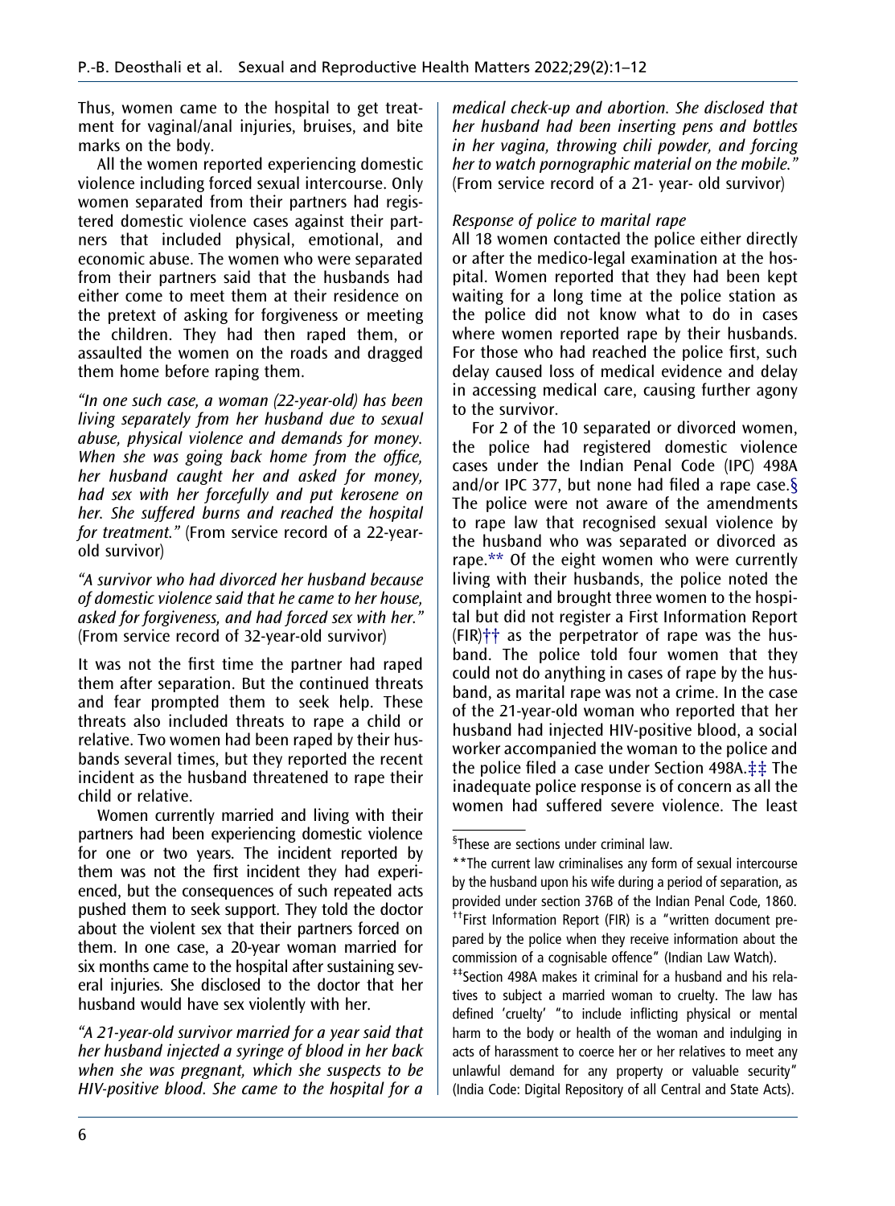Thus, women came to the hospital to get treatment for vaginal/anal injuries, bruises, and bite marks on the body.

All the women reported experiencing domestic violence including forced sexual intercourse. Only women separated from their partners had registered domestic violence cases against their partners that included physical, emotional, and economic abuse. The women who were separated from their partners said that the husbands had either come to meet them at their residence on the pretext of asking for forgiveness or meeting the children. They had then raped them, or assaulted the women on the roads and dragged them home before raping them.

*"In one such case, a woman (22-year-old) has been living separately from her husband due to sexual abuse, physical violence and demands for money. When she was going back home from the office, her husband caught her and asked for money, had sex with her forcefully and put kerosene on her. She suffered burns and reached the hospital for treatment."* (From service record of a 22-year-old survivor)

*"A survivor who had divorced her husband because of domestic violence said that he came to her house, asked for forgiveness, and had forced sex with her."* (From service record of 32-year-old survivor)

It was not the first time the partner had raped them after separation. But the continued threats and fear prompted them to seek help. These threats also included threats to rape a child or relative. Two women had been raped by their husbands several times, but they reported the recent incident as the husband threatened to rape their child or relative.

Women currently married and living with their partners had been experiencing domestic violence for one or two years. The incident reported by them was not the first incident they had experienced, but the consequences of such repeated acts pushed them to seek support. They told the doctor about the violent sex that their partners forced on them. In one case, a 20-year woman married for six months came to the hospital after sustaining several injuries. She disclosed to the doctor that her husband would have sex violently with her.

*"A 21-year-old survivor married for a year said that her husband injected a syringe of blood in her back when she was pregnant, which she suspects to be HIV-positive blood. She came to the hospital for a medical check-up and abortion. She disclosed that her husband had been inserting pens and bottles in her vagina, throwing chili powder, and forcing her to watch pornographic material on the mobile."* (From service record of a 21- year- old survivor)

*Response of police to marital rape*

All 18 women contacted the police either directly or after the medico-legal examination at the hospital. Women reported that they had been kept waiting for a long time at the police station as the police did not know what to do in cases where women reported rape by their husbands. For those who had reached the police first, such delay caused loss of medical evidence and delay in accessing medical care, causing further agony to the survivor.

For 2 of the 10 separated or divorced women, the police had registered domestic violence cases under the Indian Penal Code (IPC) 498A and/or IPC 377, but none had filed a rape case.[§] The police were not aware of the amendments to rape law that recognised sexual violence by the husband who was separated or divorced as rape.[**] Of the eight women who were currently living with their husbands, the police noted the complaint and brought three women to the hospital but did not register a First Information Report (FIR)[††] as the perpetrator of rape was the husband. The police told four women that they could not do anything in cases of rape by the husband, as marital rape was not a crime. In the case of the 21-year-old woman who reported that her husband had injected HIV-positive blood, a social worker accompanied the woman to the police and the police filed a case under Section 498A.[‡‡] The inadequate police response is of concern as all the women had suffered severe violence. The least

[§] These are sections under criminal law.

[**] The current law criminalises any form of sexual intercourse by the husband upon his wife during a period of separation, as provided under section 376B of the Indian Penal Code, 1860.

[††] First Information Report (FIR) is a "written document prepared by the police when they receive information about the commission of a cognisable offence" (Indian Law Watch).

[‡‡] Section 498A makes it criminal for a husband and his relatives to subject a married woman to cruelty. The law has defined 'cruelty' "to include inflicting physical or mental harm to the body or health of the woman and indulging in acts of harassment to coerce her or her relatives to meet any unlawful demand for any property or valuable security" (India Code: Digital Repository of all Central and State Acts).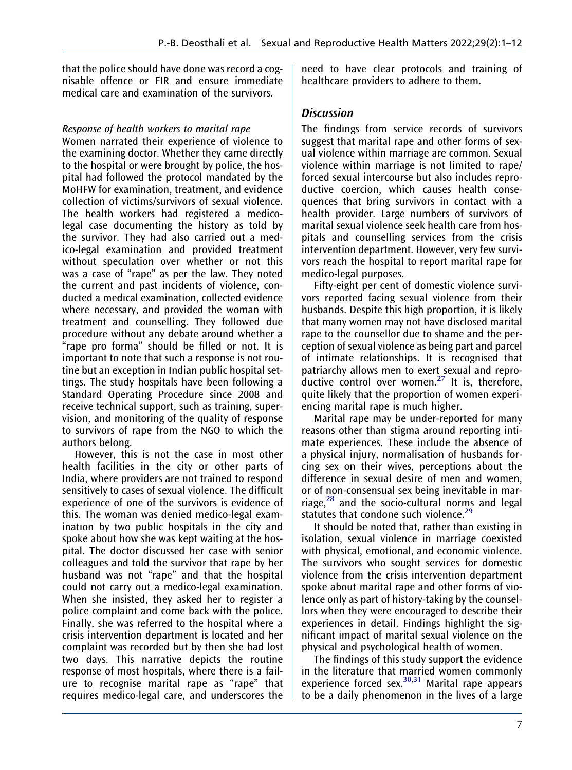that the police should have done was record a cognisable offence or FIR and ensure immediate medical care and examination of the survivors.

*Response of health workers to marital rape*

Women narrated their experience of violence to the examining doctor. Whether they came directly to the hospital or were brought by police, the hospital had followed the protocol mandated by the MoHFW for examination, treatment, and evidence collection of victims/survivors of sexual violence. The health workers had registered a medico-legal case documenting the history as told by the survivor. They had also carried out a medico-legal examination and provided treatment without speculation over whether or not this was a case of "rape" as per the law. They noted the current and past incidents of violence, conducted a medical examination, collected evidence where necessary, and provided the woman with treatment and counselling. They followed due procedure without any debate around whether a "rape pro forma" should be filled or not. It is important to note that such a response is not routine but an exception in Indian public hospital settings. The study hospitals have been following a Standard Operating Procedure since 2008 and receive technical support, such as training, supervision, and monitoring of the quality of response to survivors of rape from the NGO to which the authors belong.

However, this is not the case in most other health facilities in the city or other parts of India, where providers are not trained to respond sensitively to cases of sexual violence. The difficult experience of one of the survivors is evidence of this. The woman was denied medico-legal examination by two public hospitals in the city and spoke about how she was kept waiting at the hospital. The doctor discussed her case with senior colleagues and told the survivor that rape by her husband was not "rape" and that the hospital could not carry out a medico-legal examination. When she insisted, they asked her to register a police complaint and come back with the police. Finally, she was referred to the hospital where a crisis intervention department is located and her complaint was recorded but by then she had lost two days. This narrative depicts the routine response of most hospitals, where there is a failure to recognise marital rape as "rape" that requires medico-legal care, and underscores the need to have clear protocols and training of healthcare providers to adhere to them.

## Discussion

The findings from service records of survivors suggest that marital rape and other forms of sexual violence within marriage are common. Sexual violence within marriage is not limited to rape/forced sexual intercourse but also includes reproductive coercion, which causes health consequences that bring survivors in contact with a health provider. Large numbers of survivors of marital sexual violence seek health care from hospitals and counselling services from the crisis intervention department. However, very few survivors reach the hospital to report marital rape for medico-legal purposes.

Fifty-eight per cent of domestic violence survivors reported facing sexual violence from their husbands. Despite this high proportion, it is likely that many women may not have disclosed marital rape to the counsellor due to shame and the perception of sexual violence as being part and parcel of intimate relationships. It is recognised that patriarchy allows men to exert sexual and reproductive control over women.[27] It is, therefore, quite likely that the proportion of women experiencing marital rape is much higher.

Marital rape may be under-reported for many reasons other than stigma around reporting intimate experiences. These include the absence of a physical injury, normalisation of husbands forcing sex on their wives, perceptions about the difference in sexual desire of men and women, or of non-consensual sex being inevitable in marriage,[28] and the socio-cultural norms and legal statutes that condone such violence.[29]

It should be noted that, rather than existing in isolation, sexual violence in marriage coexisted with physical, emotional, and economic violence. The survivors who sought services for domestic violence from the crisis intervention department spoke about marital rape and other forms of violence only as part of history-taking by the counsellors when they were encouraged to describe their experiences in detail. Findings highlight the significant impact of marital sexual violence on the physical and psychological health of women.

The findings of this study support the evidence in the literature that married women commonly experience forced sex.[30,31] Marital rape appears to be a daily phenomenon in the lives of a large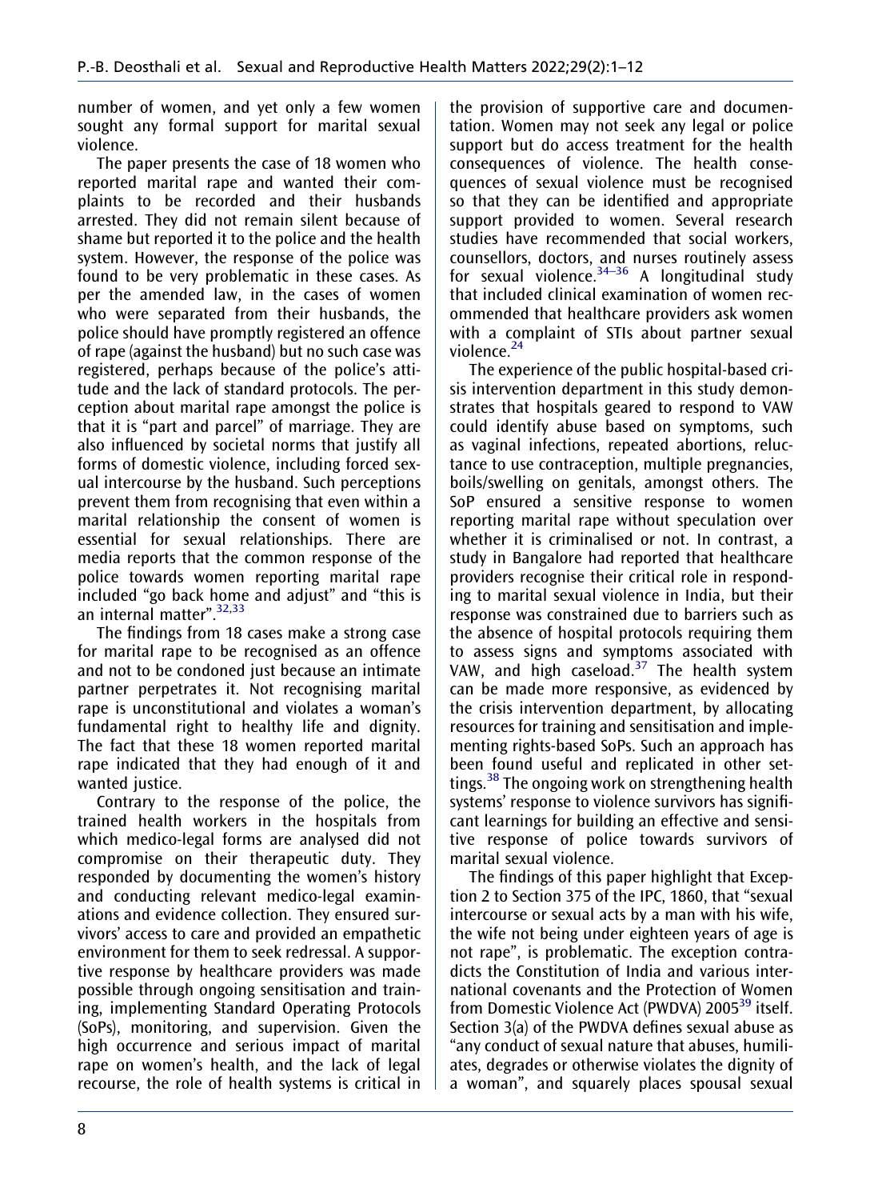number of women, and yet only a few women sought any formal support for marital sexual violence.

The paper presents the case of 18 women who reported marital rape and wanted their complaints to be recorded and their husbands arrested. They did not remain silent because of shame but reported it to the police and the health system. However, the response of the police was found to be very problematic in these cases. As per the amended law, in the cases of women who were separated from their husbands, the police should have promptly registered an offence of rape (against the husband) but no such case was registered, perhaps because of the police's attitude and the lack of standard protocols. The perception about marital rape amongst the police is that it is "part and parcel" of marriage. They are also influenced by societal norms that justify all forms of domestic violence, including forced sexual intercourse by the husband. Such perceptions prevent them from recognising that even within a marital relationship the consent of women is essential for sexual relationships. There are media reports that the common response of the police towards women reporting marital rape included "go back home and adjust" and "this is an internal matter".[32,33]

The findings from 18 cases make a strong case for marital rape to be recognised as an offence and not to be condoned just because an intimate partner perpetrates it. Not recognising marital rape is unconstitutional and violates a woman's fundamental right to healthy life and dignity. The fact that these 18 women reported marital rape indicated that they had enough of it and wanted justice.

Contrary to the response of the police, the trained health workers in the hospitals from which medico-legal forms are analysed did not compromise on their therapeutic duty. They responded by documenting the women's history and conducting relevant medico-legal examinations and evidence collection. They ensured survivors' access to care and provided an empathetic environment for them to seek redressal. A supportive response by healthcare providers was made possible through ongoing sensitisation and training, implementing Standard Operating Protocols (SoPs), monitoring, and supervision. Given the high occurrence and serious impact of marital rape on women's health, and the lack of legal recourse, the role of health systems is critical in the provision of supportive care and documentation. Women may not seek any legal or police support but do access treatment for the health consequences of violence. The health consequences of sexual violence must be recognised so that they can be identified and appropriate support provided to women. Several research studies have recommended that social workers, counsellors, doctors, and nurses routinely assess for sexual violence.[34–36] A longitudinal study that included clinical examination of women recommended that healthcare providers ask women with a complaint of STIs about partner sexual violence.[24]

The experience of the public hospital-based crisis intervention department in this study demonstrates that hospitals geared to respond to VAW could identify abuse based on symptoms, such as vaginal infections, repeated abortions, reluctance to use contraception, multiple pregnancies, boils/swelling on genitals, amongst others. The SoP ensured a sensitive response to women reporting marital rape without speculation over whether it is criminalised or not. In contrast, a study in Bangalore had reported that healthcare providers recognise their critical role in responding to marital sexual violence in India, but their response was constrained due to barriers such as the absence of hospital protocols requiring them to assess signs and symptoms associated with VAW, and high caseload.[37] The health system can be made more responsive, as evidenced by the crisis intervention department, by allocating resources for training and sensitisation and implementing rights-based SoPs. Such an approach has been found useful and replicated in other settings.[38] The ongoing work on strengthening health systems' response to violence survivors has significant learnings for building an effective and sensitive response of police towards survivors of marital sexual violence.

The findings of this paper highlight that Exception 2 to Section 375 of the IPC, 1860, that "sexual intercourse or sexual acts by a man with his wife, the wife not being under eighteen years of age is not rape", is problematic. The exception contradicts the Constitution of India and various international covenants and the Protection of Women from Domestic Violence Act (PWDVA) 2005[39] itself. Section 3(a) of the PWDVA defines sexual abuse as "any conduct of sexual nature that abuses, humiliates, degrades or otherwise violates the dignity of a woman", and squarely places spousal sexual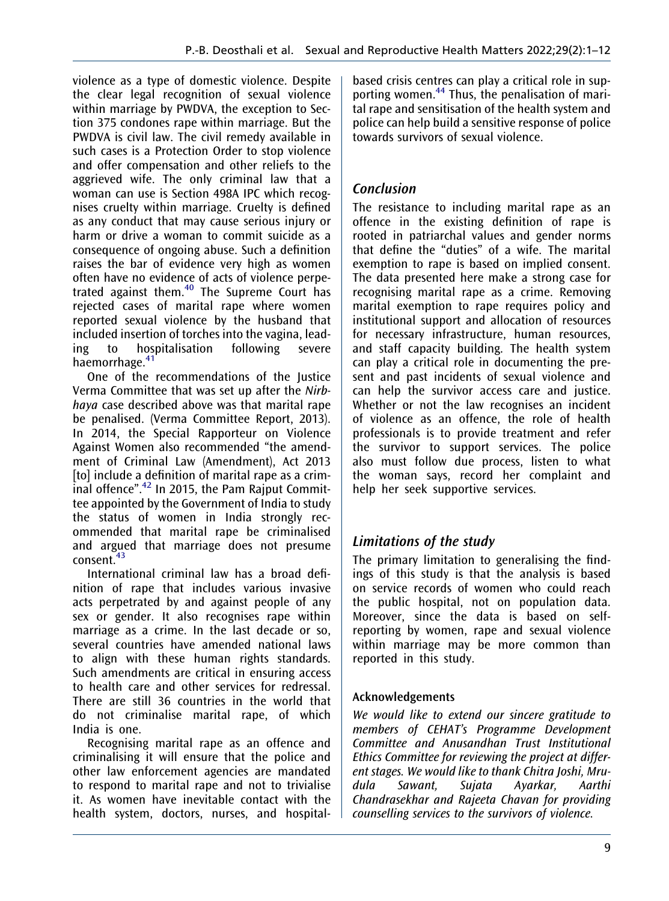violence as a type of domestic violence. Despite the clear legal recognition of sexual violence within marriage by PWDVA, the exception to Section 375 condones rape within marriage. But the PWDVA is civil law. The civil remedy available in such cases is a Protection Order to stop violence and offer compensation and other reliefs to the aggrieved wife. The only criminal law that a woman can use is Section 498A IPC which recognises cruelty within marriage. Cruelty is defined as any conduct that may cause serious injury or harm or drive a woman to commit suicide as a consequence of ongoing abuse. Such a definition raises the bar of evidence very high as women often have no evidence of acts of violence perpetrated against them.[40] The Supreme Court has rejected cases of marital rape where women reported sexual violence by the husband that included insertion of torches into the vagina, leading to hospitalisation following severe haemorrhage.[41]

One of the recommendations of the Justice Verma Committee that was set up after the *Nirbhaya* case described above was that marital rape be penalised. (Verma Committee Report, 2013). In 2014, the Special Rapporteur on Violence Against Women also recommended "the amendment of Criminal Law (Amendment), Act 2013 [to] include a definition of marital rape as a criminal offence".[42] In 2015, the Pam Rajput Committee appointed by the Government of India to study the status of women in India strongly recommended that marital rape be criminalised and argued that marriage does not presume consent.[43]

International criminal law has a broad definition of rape that includes various invasive acts perpetrated by and against people of any sex or gender. It also recognises rape within marriage as a crime. In the last decade or so, several countries have amended national laws to align with these human rights standards. Such amendments are critical in ensuring access to health care and other services for redressal. There are still 36 countries in the world that do not criminalise marital rape, of which India is one.

Recognising marital rape as an offence and criminalising it will ensure that the police and other law enforcement agencies are mandated to respond to marital rape and not to trivialise it. As women have inevitable contact with the health system, doctors, nurses, and hospital-based crisis centres can play a critical role in supporting women.[44] Thus, the penalisation of marital rape and sensitisation of the health system and police can help build a sensitive response of police towards survivors of sexual violence.

## Conclusion

The resistance to including marital rape as an offence in the existing definition of rape is rooted in patriarchal values and gender norms that define the "duties" of a wife. The marital exemption to rape is based on implied consent. The data presented here make a strong case for recognising marital rape as a crime. Removing marital exemption to rape requires policy and institutional support and allocation of resources for necessary infrastructure, human resources, and staff capacity building. The health system can play a critical role in documenting the present and past incidents of sexual violence and can help the survivor access care and justice. Whether or not the law recognises an incident of violence as an offence, the role of health professionals is to provide treatment and refer the survivor to support services. The police also must follow due process, listen to what the woman says, record her complaint and help her seek supportive services.

## Limitations of the study

The primary limitation to generalising the findings of this study is that the analysis is based on service records of women who could reach the public hospital, not on population data. Moreover, since the data is based on self-reporting by women, rape and sexual violence within marriage may be more common than reported in this study.

### Acknowledgements

*We would like to extend our sincere gratitude to members of CEHAT's Programme Development Committee and Anusandhan Trust Institutional Ethics Committee for reviewing the project at different stages. We would like to thank Chitra Joshi, Mrudula Sawant, Sujata Ayarkar, Aarthi Chandrasekhar and Rajeeta Chavan for providing counselling services to the survivors of violence.*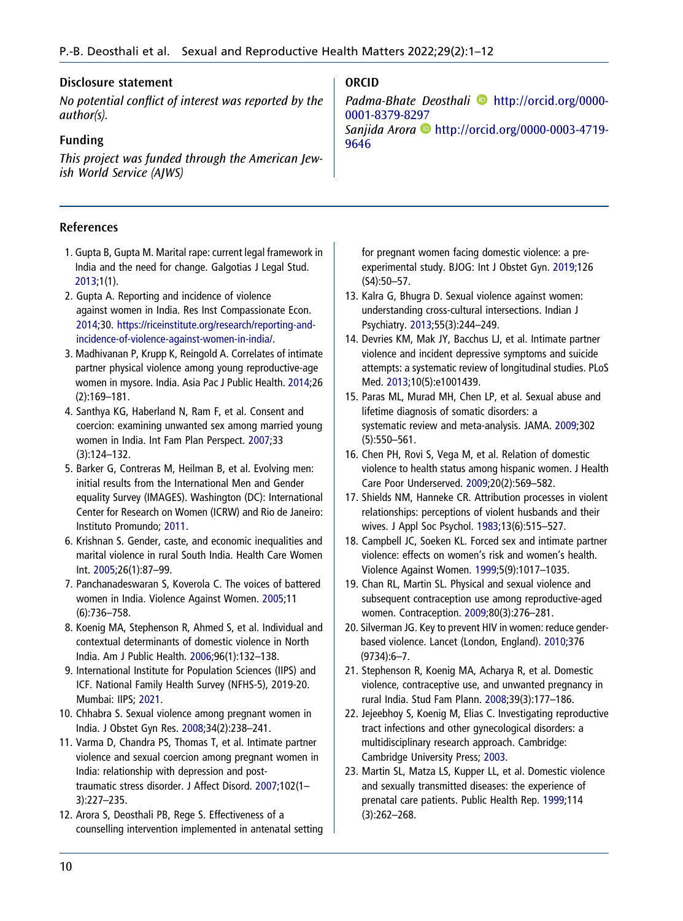## Disclosure statement

*No potential conflict of interest was reported by the author(s).*

## Funding

*This project was funded through the American Jewish World Service (AJWS)*

## ORCID

*Padma-Bhate Deosthali* http://orcid.org/0000-0001-8379-8297
*Sanjida Arora* http://orcid.org/0000-0003-4719-9646

## References

1. Gupta B, Gupta M. Marital rape: current legal framework in India and the need for change. Galgotias J Legal Stud. 2013;1(1).
2. Gupta A. Reporting and incidence of violence against women in India. Res Inst Compassionate Econ. 2014;30. https://riceinstitute.org/research/reporting-and-incidence-of-violence-against-women-in-india/.
3. Madhivanan P, Krupp K, Reingold A. Correlates of intimate partner physical violence among young reproductive-age women in mysore. India. Asia Pac J Public Health. 2014;26(2):169–181.
4. Santhya KG, Haberland N, Ram F, et al. Consent and coercion: examining unwanted sex among married young women in India. Int Fam Plan Perspect. 2007;33(3):124–132.
5. Barker G, Contreras M, Heilman B, et al. Evolving men: initial results from the International Men and Gender equality Survey (IMAGES). Washington (DC): International Center for Research on Women (ICRW) and Rio de Janeiro: Instituto Promundo; 2011.
6. Krishnan S. Gender, caste, and economic inequalities and marital violence in rural South India. Health Care Women Int. 2005;26(1):87–99.
7. Panchanadeswaran S, Koverola C. The voices of battered women in India. Violence Against Women. 2005;11(6):736–758.
8. Koenig MA, Stephenson R, Ahmed S, et al. Individual and contextual determinants of domestic violence in North India. Am J Public Health. 2006;96(1):132–138.
9. International Institute for Population Sciences (IIPS) and ICF. National Family Health Survey (NFHS-5), 2019-20. Mumbai: IIPS; 2021.
10. Chhabra S. Sexual violence among pregnant women in India. J Obstet Gyn Res. 2008;34(2):238–241.
11. Varma D, Chandra PS, Thomas T, et al. Intimate partner violence and sexual coercion among pregnant women in India: relationship with depression and post-traumatic stress disorder. J Affect Disord. 2007;102(1–3):227–235.
12. Arora S, Deosthali PB, Rege S. Effectiveness of a counselling intervention implemented in antenatal setting for pregnant women facing domestic violence: a pre-experimental study. BJOG: Int J Obstet Gyn. 2019;126(S4):50–57.
13. Kalra G, Bhugra D. Sexual violence against women: understanding cross-cultural intersections. Indian J Psychiatry. 2013;55(3):244–249.
14. Devries KM, Mak JY, Bacchus LJ, et al. Intimate partner violence and incident depressive symptoms and suicide attempts: a systematic review of longitudinal studies. PLoS Med. 2013;10(5):e1001439.
15. Paras ML, Murad MH, Chen LP, et al. Sexual abuse and lifetime diagnosis of somatic disorders: a systematic review and meta-analysis. JAMA. 2009;302(5):550–561.
16. Chen PH, Rovi S, Vega M, et al. Relation of domestic violence to health status among hispanic women. J Health Care Poor Underserved. 2009;20(2):569–582.
17. Shields NM, Hanneke CR. Attribution processes in violent relationships: perceptions of violent husbands and their wives. J Appl Soc Psychol. 1983;13(6):515–527.
18. Campbell JC, Soeken KL. Forced sex and intimate partner violence: effects on women's risk and women's health. Violence Against Women. 1999;5(9):1017–1035.
19. Chan RL, Martin SL. Physical and sexual violence and subsequent contraception use among reproductive-aged women. Contraception. 2009;80(3):276–281.
20. Silverman JG. Key to prevent HIV in women: reduce gender-based violence. Lancet (London, England). 2010;376(9734):6–7.
21. Stephenson R, Koenig MA, Acharya R, et al. Domestic violence, contraceptive use, and unwanted pregnancy in rural India. Stud Fam Plann. 2008;39(3):177–186.
22. Jejeebhoy S, Koenig M, Elias C. Investigating reproductive tract infections and other gynecological disorders: a multidisciplinary research approach. Cambridge: Cambridge University Press; 2003.
23. Martin SL, Matza LS, Kupper LL, et al. Domestic violence and sexually transmitted diseases: the experience of prenatal care patients. Public Health Rep. 1999;114(3):262–268.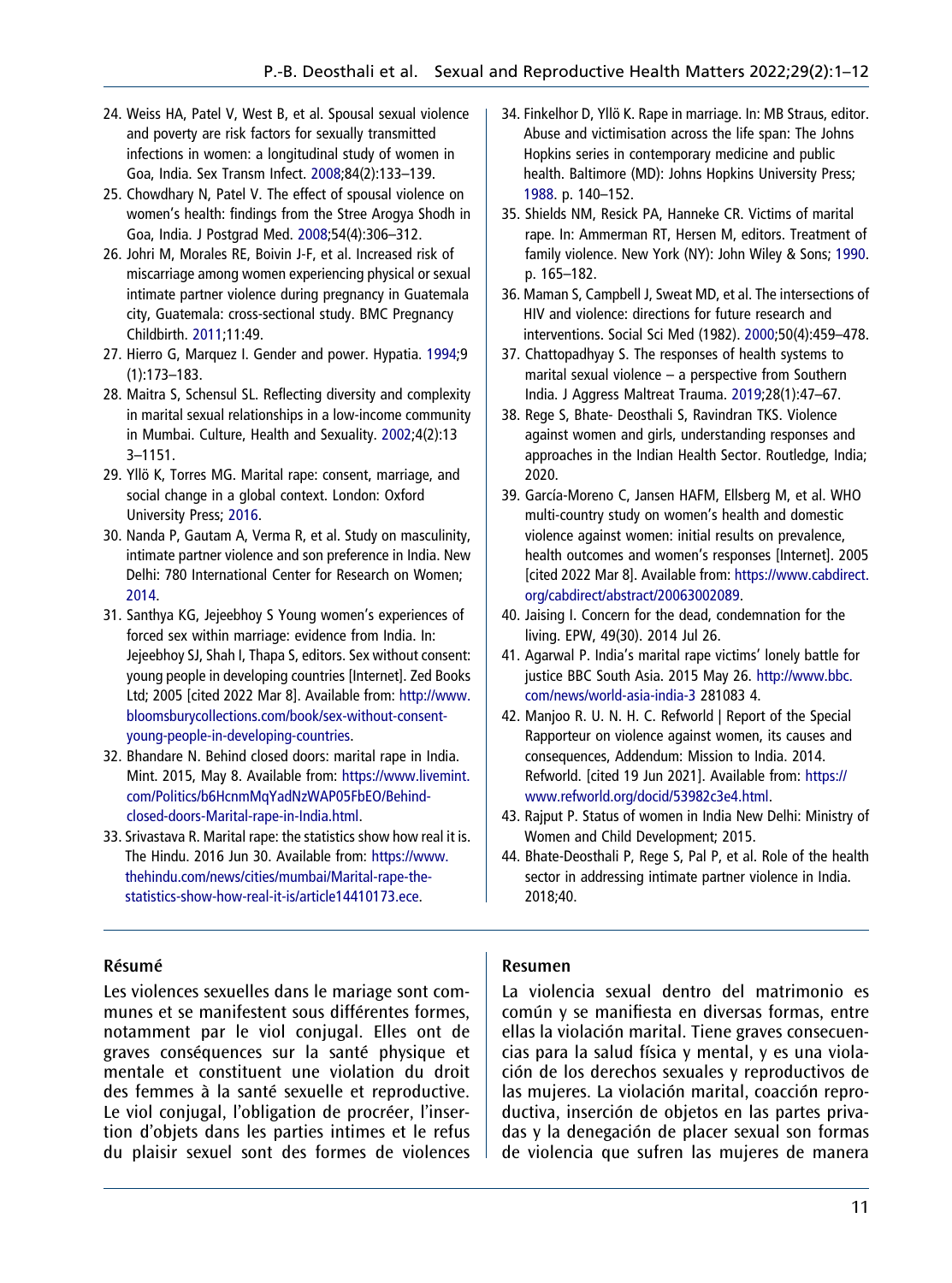24. Weiss HA, Patel V, West B, et al. Spousal sexual violence and poverty are risk factors for sexually transmitted infections in women: a longitudinal study of women in Goa, India. Sex Transm Infect. 2008;84(2):133–139.
25. Chowdhary N, Patel V. The effect of spousal violence on women's health: findings from the Stree Arogya Shodh in Goa, India. J Postgrad Med. 2008;54(4):306–312.
26. Johri M, Morales RE, Boivin J-F, et al. Increased risk of miscarriage among women experiencing physical or sexual intimate partner violence during pregnancy in Guatemala city, Guatemala: cross-sectional study. BMC Pregnancy Childbirth. 2011;11:49.
27. Hierro G, Marquez I. Gender and power. Hypatia. 1994;9 (1):173–183.
28. Maitra S, Schensul SL. Reflecting diversity and complexity in marital sexual relationships in a low-income community in Mumbai. Culture, Health and Sexuality. 2002;4(2):13 3–1151.
29. Yllö K, Torres MG. Marital rape: consent, marriage, and social change in a global context. London: Oxford University Press; 2016.
30. Nanda P, Gautam A, Verma R, et al. Study on masculinity, intimate partner violence and son preference in India. New Delhi: 780 International Center for Research on Women; 2014.
31. Santhya KG, Jejeebhoy S Young women's experiences of forced sex within marriage: evidence from India. In: Jejeebhoy SJ, Shah I, Thapa S, editors. Sex without consent: young people in developing countries [Internet]. Zed Books Ltd; 2005 [cited 2022 Mar 8]. Available from: http://www.bloomsburycollections.com/book/sex-without-consent-young-people-in-developing-countries.
32. Bhandare N. Behind closed doors: marital rape in India. Mint. 2015, May 8. Available from: https://www.livemint.com/Politics/b6HcnmMqYadNzWAP05FbEO/Behind-closed-doors-Marital-rape-in-India.html.
33. Srivastava R. Marital rape: the statistics show how real it is. The Hindu. 2016 Jun 30. Available from: https://www.thehindu.com/news/cities/mumbai/Marital-rape-the-statistics-show-how-real-it-is/article14410173.ece.
34. Finkelhor D, Yllö K. Rape in marriage. In: MB Straus, editor. Abuse and victimisation across the life span: The Johns Hopkins series in contemporary medicine and public health. Baltimore (MD): Johns Hopkins University Press; 1988. p. 140–152.
35. Shields NM, Resick PA, Hanneke CR. Victims of marital rape. In: Ammerman RT, Hersen M, editors. Treatment of family violence. New York (NY): John Wiley & Sons; 1990. p. 165–182.
36. Maman S, Campbell J, Sweat MD, et al. The intersections of HIV and violence: directions for future research and interventions. Social Sci Med (1982). 2000;50(4):459–478.
37. Chattopadhyay S. The responses of health systems to marital sexual violence – a perspective from Southern India. J Aggress Maltreat Trauma. 2019;28(1):47–67.
38. Rege S, Bhate- Deosthali S, Ravindran TKS. Violence against women and girls, understanding responses and approaches in the Indian Health Sector. Routledge, India; 2020.
39. García-Moreno C, Jansen HAFM, Ellsberg M, et al. WHO multi-country study on women's health and domestic violence against women: initial results on prevalence, health outcomes and women's responses [Internet]. 2005 [cited 2022 Mar 8]. Available from: https://www.cabdirect.org/cabdirect/abstract/20063002089.
40. Jaising I. Concern for the dead, condemnation for the living. EPW, 49(30). 2014 Jul 26.
41. Agarwal P. India's marital rape victims' lonely battle for justice BBC South Asia. 2015 May 26. http://www.bbc.com/news/world-asia-india-3 281083 4.
42. Manjoo R. U. N. H. C. Refworld | Report of the Special Rapporteur on violence against women, its causes and consequences, Addendum: Mission to India. 2014. Refworld. [cited 19 Jun 2021]. Available from: https://www.refworld.org/docid/53982c3e4.html.
43. Rajput P. Status of women in India New Delhi: Ministry of Women and Child Development; 2015.
44. Bhate-Deosthali P, Rege S, Pal P, et al. Role of the health sector in addressing intimate partner violence in India. 2018;40.

## Résumé

Les violences sexuelles dans le mariage sont communes et se manifestent sous différentes formes, notamment par le viol conjugal. Elles ont de graves conséquences sur la santé physique et mentale et constituent une violation du droit des femmes à la santé sexuelle et reproductive. Le viol conjugal, l'obligation de procréer, l'insertion d'objets dans les parties intimes et le refus du plaisir sexuel sont des formes de violences

## Resumen

La violencia sexual dentro del matrimonio es común y se manifiesta en diversas formas, entre ellas la violación marital. Tiene graves consecuencias para la salud física y mental, y es una violación de los derechos sexuales y reproductivos de las mujeres. La violación marital, coacción reproductiva, inserción de objetos en las partes privadas y la denegación de placer sexual son formas de violencia que sufren las mujeres de manera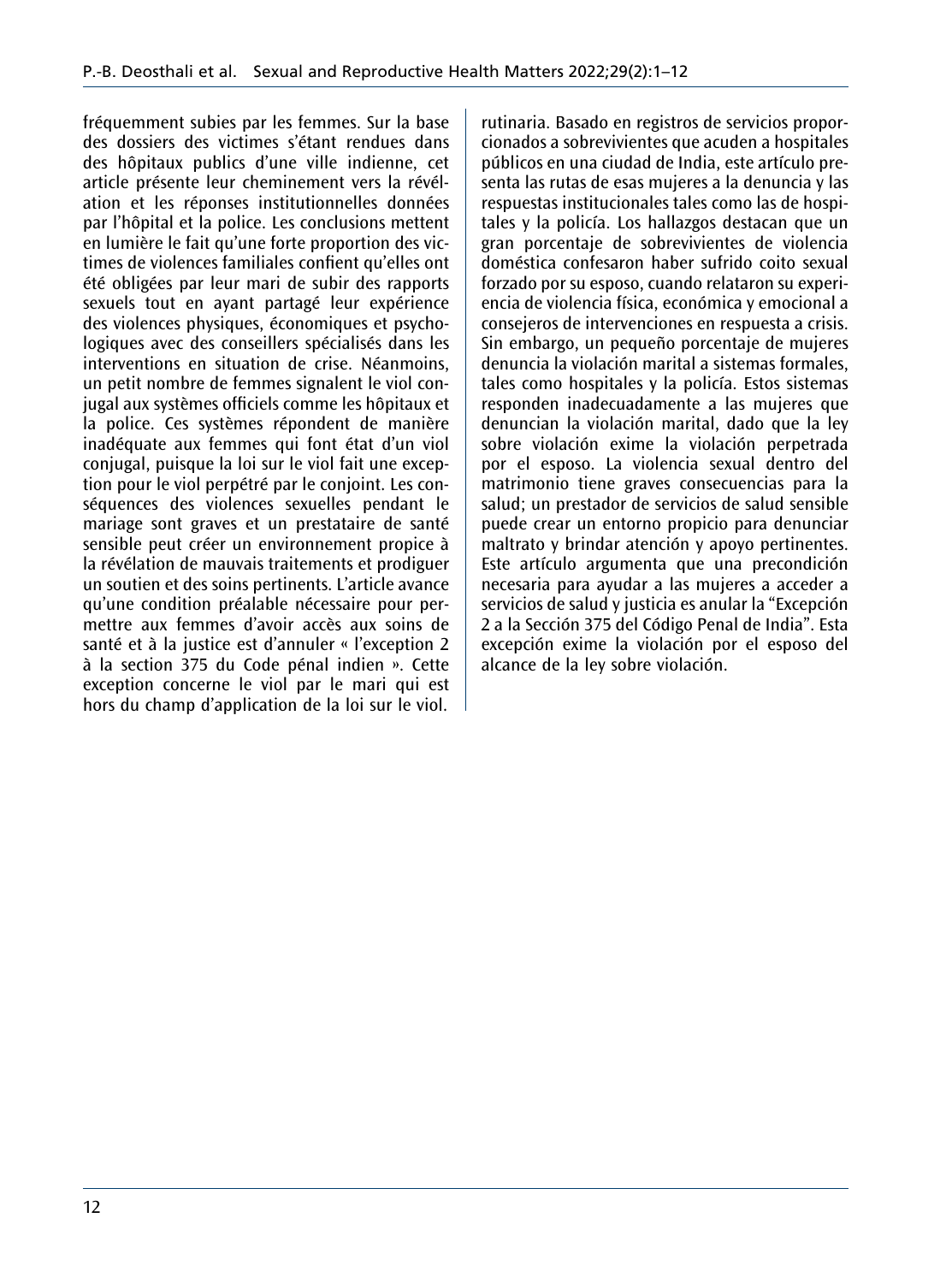fréquemment subies par les femmes. Sur la base des dossiers des victimes s'étant rendues dans des hôpitaux publics d'une ville indienne, cet article présente leur cheminement vers la révélation et les réponses institutionnelles données par l'hôpital et la police. Les conclusions mettent en lumière le fait qu'une forte proportion des victimes de violences familiales confient qu'elles ont été obligées par leur mari de subir des rapports sexuels tout en ayant partagé leur expérience des violences physiques, économiques et psychologiques avec des conseillers spécialisés dans les interventions en situation de crise. Néanmoins, un petit nombre de femmes signalent le viol conjugal aux systèmes officiels comme les hôpitaux et la police. Ces systèmes répondent de manière inadéquate aux femmes qui font état d'un viol conjugal, puisque la loi sur le viol fait une exception pour le viol perpétré par le conjoint. Les conséquences des violences sexuelles pendant le mariage sont graves et un prestataire de santé sensible peut créer un environnement propice à la révélation de mauvais traitements et prodiguer un soutien et des soins pertinents. L'article avance qu'une condition préalable nécessaire pour permettre aux femmes d'avoir accès aux soins de santé et à la justice est d'annuler « l'exception 2 à la section 375 du Code pénal indien ». Cette exception concerne le viol par le mari qui est hors du champ d'application de la loi sur le viol.

rutinaria. Basado en registros de servicios proporcionados a sobrevivientes que acuden a hospitales públicos en una ciudad de India, este artículo presenta las rutas de esas mujeres a la denuncia y las respuestas institucionales tales como las de hospitales y la policía. Los hallazgos destacan que un gran porcentaje de sobrevivientes de violencia doméstica confesaron haber sufrido coito sexual forzado por su esposo, cuando relataron su experiencia de violencia física, económica y emocional a consejeros de intervenciones en respuesta a crisis. Sin embargo, un pequeño porcentaje de mujeres denuncia la violación marital a sistemas formales, tales como hospitales y la policía. Estos sistemas responden inadecuadamente a las mujeres que denuncian la violación marital, dado que la ley sobre violación exime la violación perpetrada por el esposo. La violencia sexual dentro del matrimonio tiene graves consecuencias para la salud; un prestador de servicios de salud sensible puede crear un entorno propicio para denunciar maltrato y brindar atención y apoyo pertinentes. Este artículo argumenta que una precondición necesaria para ayudar a las mujeres a acceder a servicios de salud y justicia es anular la "Excepción 2 a la Sección 375 del Código Penal de India". Esta excepción exime la violación por el esposo del alcance de la ley sobre violación.